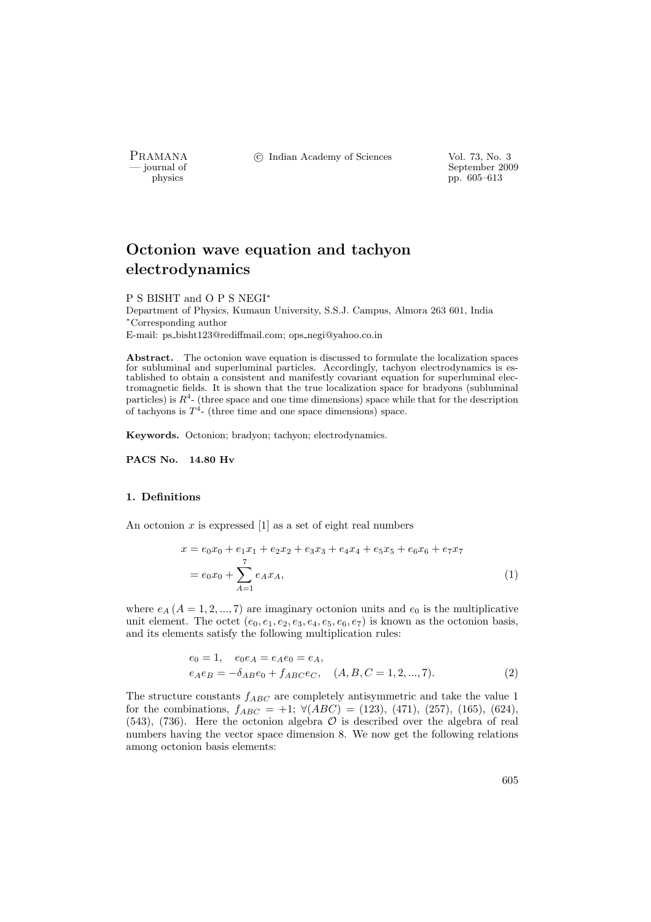# Octonion wave equation and tachyon electrodynamics

P S BISHT and O P S NEGI*

Department of Physics, Kumaun University, S.S.J. Campus, Almora 263 601, India

*Corresponding author

E-mail: ps_bisht123@rediffmail.com; ops_negi@yahoo.co.in

**Abstract.** The octonion wave equation is discussed to formulate the localization spaces for subluminal and superluminal particles. Accordingly, tachyon electrodynamics is established to obtain a consistent and manifestly covariant equation for superluminal electromagnetic fields. It is shown that the true localization space for bradyons (subluminal particles) is $R^4$- (three space and one time dimensions) space while that for the description of tachyons is $T^4$- (three time and one space dimensions) space.

**Keywords.** Octonion; bradyon; tachyon; electrodynamics.

**PACS No. 14.80 Hv**

## 1. Definitions

An octonion $x$ is expressed [1] as a set of eight real numbers

$$
\begin{aligned}
x &= e_0 x_0 + e_1 x_1 + e_2 x_2 + e_3 x_3 + e_4 x_4 + e_5 x_5 + e_6 x_6 + e_7 x_7 \\
&= e_0 x_0 + \sum_{A=1}^{7} e_A x_A,
\end{aligned}
\tag{1}
$$

where $e_A$ $(A = 1, 2, ..., 7)$ are imaginary octonion units and $e_0$ is the multiplicative unit element. The octet $(e_0, e_1, e_2, e_3, e_4, e_5, e_6, e_7)$ is known as the octonion basis, and its elements satisfy the following multiplication rules:

$$
\begin{aligned}
&e_0 = 1, \quad e_0 e_A = e_A e_0 = e_A, \\
&e_A e_B = -\delta_{AB} e_0 + f_{ABC} e_C, \quad (A, B, C = 1, 2, ..., 7).
\end{aligned}
\tag{2}
$$

The structure constants $f_{ABC}$ are completely antisymmetric and take the value 1 for the combinations, $f_{ABC} = +1$; $\forall (ABC) = (123), (471), (257), (165), (624), (543), (736)$. Here the octonion algebra $\mathcal{O}$ is described over the algebra of real numbers having the vector space dimension 8. We now get the following relations among octonion basis elements: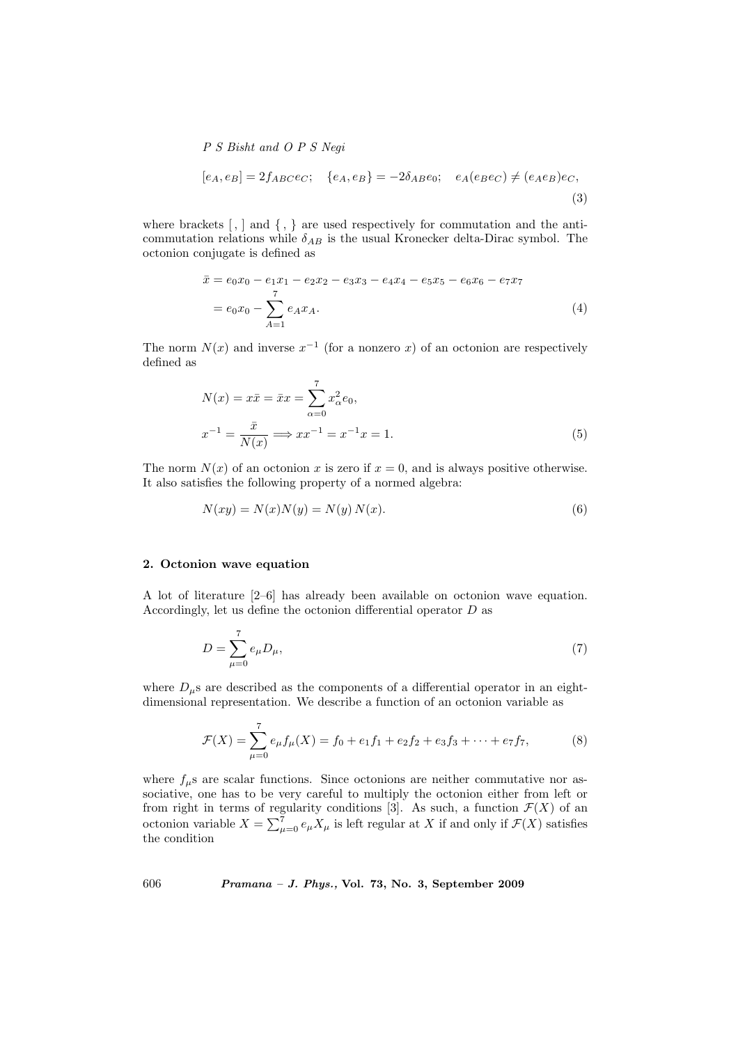$$[e_A, e_B] = 2f_{ABC}e_C; \quad \{e_A, e_B\} = -2\delta_{AB}e_0; \quad e_A(e_Be_C) \neq (e_Ae_B)e_C, \tag{3}$$

where brackets [ , ] and { , } are used respectively for commutation and the anti-commutation relations while $\delta_{AB}$ is the usual Kronecker delta-Dirac symbol. The octonion conjugate is defined as

$$\begin{aligned}\bar{x} &= e_0x_0 - e_1x_1 - e_2x_2 - e_3x_3 - e_4x_4 - e_5x_5 - e_6x_6 - e_7x_7 \\ &= e_0x_0 - \sum_{A=1}^{7} e_Ax_A.\end{aligned} \tag{4}$$

The norm $N(x)$ and inverse $x^{-1}$ (for a nonzero $x$) of an octonion are respectively defined as

$$\begin{aligned}N(x) &= x\bar{x} = \bar{x}x = \sum_{\alpha=0}^{7} x_\alpha^2 e_0, \\ x^{-1} &= \frac{\bar{x}}{N(x)} \Longrightarrow xx^{-1} = x^{-1}x = 1.\end{aligned} \tag{5}$$

The norm $N(x)$ of an octonion $x$ is zero if $x = 0$, and is always positive otherwise. It also satisfies the following property of a normed algebra:

$$N(xy) = N(x)N(y) = N(y)\,N(x). \tag{6}$$

## 2. Octonion wave equation

A lot of literature [2–6] has already been available on octonion wave equation. Accordingly, let us define the octonion differential operator $D$ as

$$D = \sum_{\mu=0}^{7} e_\mu D_\mu, \tag{7}$$

where $D_\mu$s are described as the components of a differential operator in an eight-dimensional representation. We describe a function of an octonion variable as

$$\mathcal{F}(X) = \sum_{\mu=0}^{7} e_\mu f_\mu(X) = f_0 + e_1f_1 + e_2f_2 + e_3f_3 + \cdots + e_7f_7, \tag{8}$$

where $f_\mu$s are scalar functions. Since octonions are neither commutative nor associative, one has to be very careful to multiply the octonion either from left or from right in terms of regularity conditions [3]. As such, a function $\mathcal{F}(X)$ of an octonion variable $X = \sum_{\mu=0}^{7} e_\mu X_\mu$ is left regular at $X$ if and only if $\mathcal{F}(X)$ satisfies the condition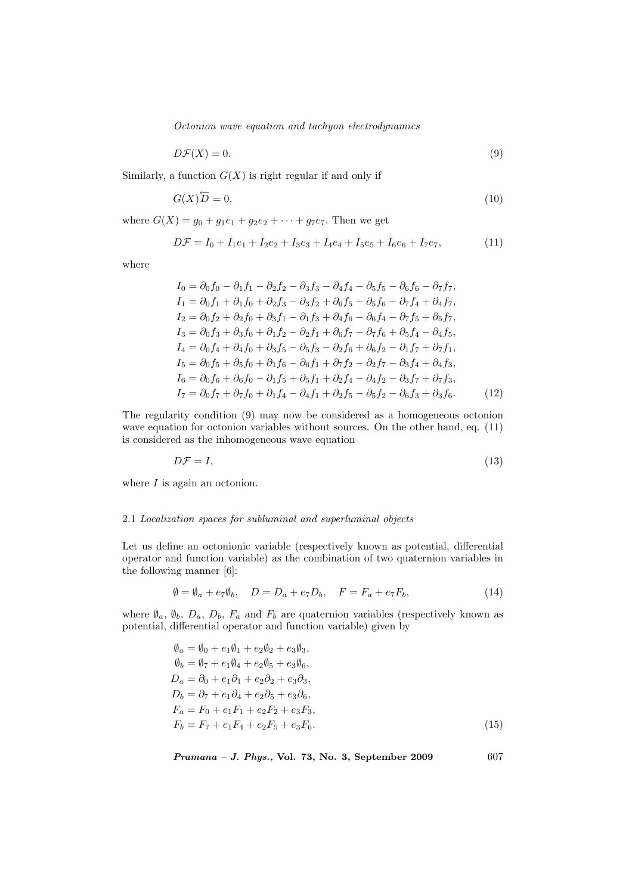$$D\mathcal{F}(X) = 0. \tag{9}$$

Similarly, a function $G(X)$ is right regular if and only if

$$G(X)\overleftarrow{\overline{D}} = 0, \tag{10}$$

where $G(X) = g_0 + g_1 e_1 + g_2 e_2 + \cdots + g_7 e_7$. Then we get

$$D\mathcal{F} = I_0 + I_1 e_1 + I_2 e_2 + I_3 e_3 + I_4 e_4 + I_5 e_5 + I_6 e_6 + I_7 e_7, \tag{11}$$

where

$$\begin{aligned}
I_0 &= \partial_0 f_0 - \partial_1 f_1 - \partial_2 f_2 - \partial_3 f_3 - \partial_4 f_4 - \partial_5 f_5 - \partial_6 f_6 - \partial_7 f_7,\\
I_1 &= \partial_0 f_1 + \partial_1 f_0 + \partial_2 f_3 - \partial_3 f_2 + \partial_6 f_5 - \partial_5 f_6 - \partial_7 f_4 + \partial_4 f_7,\\
I_2 &= \partial_0 f_2 + \partial_2 f_0 + \partial_3 f_1 - \partial_1 f_3 + \partial_4 f_6 - \partial_6 f_4 - \partial_7 f_5 + \partial_5 f_7,\\
I_3 &= \partial_0 f_3 + \partial_3 f_0 + \partial_1 f_2 - \partial_2 f_1 + \partial_6 f_7 - \partial_7 f_6 + \partial_5 f_4 - \partial_4 f_5,\\
I_4 &= \partial_0 f_4 + \partial_4 f_0 + \partial_3 f_5 - \partial_5 f_3 - \partial_2 f_6 + \partial_6 f_2 - \partial_1 f_7 + \partial_7 f_1,\\
I_5 &= \partial_0 f_5 + \partial_5 f_0 + \partial_1 f_6 - \partial_6 f_1 + \partial_7 f_2 - \partial_2 f_7 - \partial_3 f_4 + \partial_4 f_3,\\
I_6 &= \partial_0 f_6 + \partial_6 f_0 - \partial_1 f_5 + \partial_5 f_1 + \partial_2 f_4 - \partial_4 f_2 - \partial_3 f_7 + \partial_7 f_3,\\
I_7 &= \partial_0 f_7 + \partial_7 f_0 + \partial_1 f_4 - \partial_4 f_1 + \partial_2 f_5 - \partial_5 f_2 - \partial_6 f_3 + \partial_3 f_6.
\end{aligned} \tag{12}$$

The regularity condition (9) may now be considered as a homogeneous octonion wave equation for octonion variables without sources. On the other hand, eq. (11) is considered as the inhomogeneous wave equation

$$D\mathcal{F} = I, \tag{13}$$

where $I$ is again an octonion.

### 2.1 *Localization spaces for subluminal and superluminal objects*

Let us define an octonionic variable (respectively known as potential, differential operator and function variable) as the combination of two quaternion variables in the following manner [6]:

$$\emptyset = \emptyset_a + e_7 \emptyset_b, \quad D = D_a + e_7 D_b, \quad F = F_a + e_7 F_b, \tag{14}$$

where $\emptyset_a$, $\emptyset_b$, $D_a$, $D_b$, $F_a$ and $F_b$ are quaternion variables (respectively known as potential, differential operator and function variable) given by

$$\begin{aligned}
\emptyset_a &= \emptyset_0 + e_1 \emptyset_1 + e_2 \emptyset_2 + e_3 \emptyset_3,\\
\emptyset_b &= \emptyset_7 + e_1 \emptyset_4 + e_2 \emptyset_5 + e_3 \emptyset_6,\\
D_a &= \partial_0 + e_1 \partial_1 + e_2 \partial_2 + e_3 \partial_3,\\
D_b &= \partial_7 + e_1 \partial_4 + e_2 \partial_5 + e_3 \partial_6,\\
F_a &= F_0 + e_1 F_1 + e_2 F_2 + e_3 F_3,\\
F_b &= F_7 + e_1 F_4 + e_2 F_5 + e_3 F_6.
\end{aligned} \tag{15}$$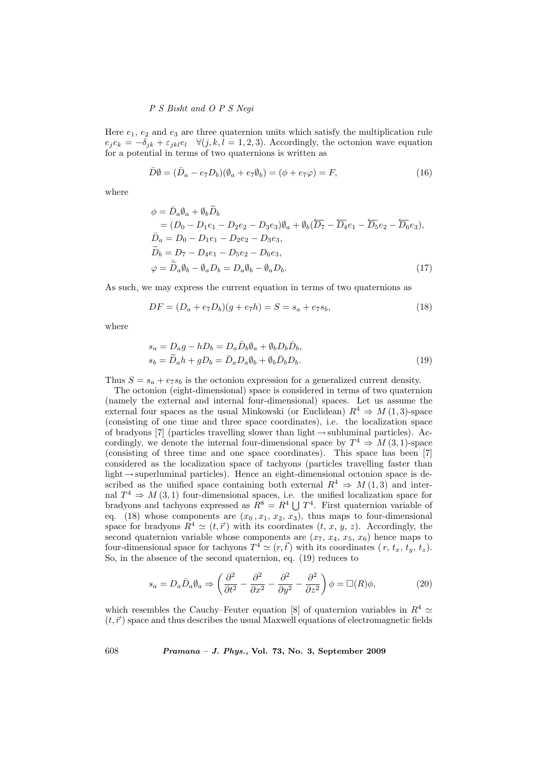Here $e_1$, $e_2$ and $e_3$ are three quaternion units which satisfy the multiplication rule $e_j e_k = -\delta_{jk} + \varepsilon_{jkl} e_l \quad \forall (j,k,l = 1,2,3)$. Accordingly, the octonion wave equation for a potential in terms of two quaternions is written as

$$\bar{D}\emptyset = (\bar{D}_a - e_7 D_b)(\emptyset_a + e_7 \emptyset_b) = (\phi + e_7 \varphi) = F, \tag{16}$$

where

$$\begin{aligned}
\phi &= \bar{D}_a \emptyset_a + \emptyset_b \widetilde{D}_b \\
&= (D_0 - D_1 e_1 - D_2 e_2 - D_3 e_3)\emptyset_a + \emptyset_b(\overleftarrow{D_7} - \overleftarrow{D_4} e_1 - \overleftarrow{D_5} e_2 - \overleftarrow{D_6} e_3), \\
\bar{D}_a &= D_0 - D_1 e_1 - D_2 e_2 - D_3 e_3, \\
\widetilde{D}_b &= D_7 - D_4 e_1 - D_5 e_2 - D_6 e_3, \\
\varphi &= \bar{\widetilde{D}}_a \emptyset_b - \emptyset_a D_b = D_a \emptyset_b - \emptyset_a D_b.
\end{aligned} \tag{17}$$

As such, we may express the current equation in terms of two quaternions as

$$DF = (D_a + e_7 D_b)(g + e_7 h) = S = s_a + e_7 s_b, \tag{18}$$

where

$$\begin{aligned}
s_a &= D_a g - h D_b = D_a \bar{D}_b \emptyset_a + \emptyset_b D_b \bar{D}_b, \\
s_b &= \widetilde{D}_a h + g D_b = \bar{D}_a D_a \emptyset_b + \emptyset_b \bar{D}_b D_b.
\end{aligned} \tag{19}$$

Thus $S = s_a + e_7 s_b$ is the octonion expression for a generalized current density.

The octonion (eight-dimensional) space is considered in terms of two quaternion (namely the external and internal four-dimensional) spaces. Let us assume the external four spaces as the usual Minkowski (or Euclidean) $R^4 \Rightarrow M(1,3)$-space (consisting of one time and three space coordinates), i.e. the localization space of bradyons [7] (particles travelling slower than light → subluminal particles). Accordingly, we denote the internal four-dimensional space by $T^4 \Rightarrow M(3,1)$-space (consisting of three time and one space coordinates). This space has been [7] considered as the localization space of tachyons (particles travelling faster than light → superluminal particles). Hence an eight-dimensional octonion space is described as the unified space containing both external $R^4 \Rightarrow M(1,3)$ and internal $T^4 \Rightarrow M(3,1)$ four-dimensional spaces, i.e. the unified localization space for bradyons and tachyons expressed as $R^8 = R^4 \bigcup T^4$. First quaternion variable of eq. (18) whose components are $(x_0, x_1, x_2, x_3)$, thus maps to four-dimensional space for bradyons $R^4 \simeq (t, \vec{r})$ with its coordinates $(t, x, y, z)$. Accordingly, the second quaternion variable whose components are $(x_7, x_4, x_5, x_6)$ hence maps to four-dimensional space for tachyons $T^4 \simeq (r, \vec{t})$ with its coordinates $(r, t_x, t_y, t_z)$. So, in the absence of the second quaternion, eq. (19) reduces to

$$s_a = D_a \bar{D}_a \emptyset_a \Rightarrow \left( \frac{\partial^2}{\partial t^2} - \frac{\partial^2}{\partial x^2} - \frac{\partial^2}{\partial y^2} - \frac{\partial^2}{\partial z^2} \right) \phi = \square(R)\phi, \tag{20}$$

which resembles the Cauchy–Feuter equation [8] of quaternion variables in $R^4 \simeq (t, \vec{r})$ space and thus describes the usual Maxwell equations of electromagnetic fields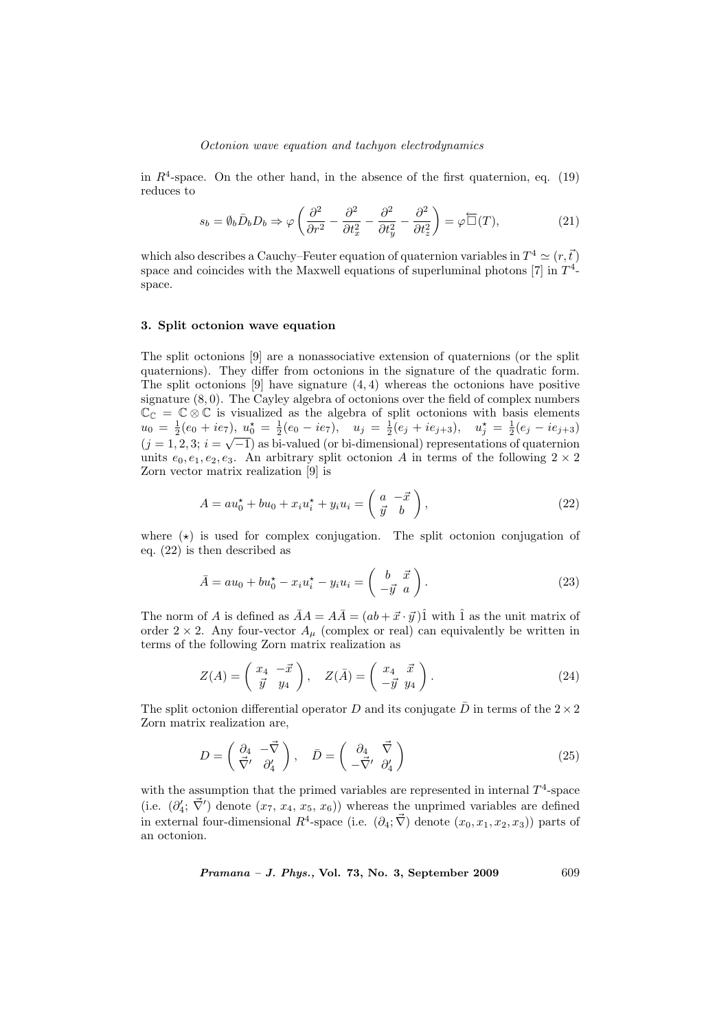in $R^4$-space. On the other hand, in the absence of the first quaternion, eq. (19) reduces to

$$s_b = \not{\emptyset}_b \bar{D}_b D_b \Rightarrow \varphi\left(\frac{\partial^2}{\partial r^2} - \frac{\partial^2}{\partial t_x^2} - \frac{\partial^2}{\partial t_y^2} - \frac{\partial^2}{\partial t_z^2}\right) = \varphi \overleftarrow{\Box}(T), \tag{21}$$

which also describes a Cauchy–Feuter equation of quaternion variables in $T^4 \simeq (r, \vec{t})$ space and coincides with the Maxwell equations of superluminal photons [7] in $T^4$-space.

### 3. Split octonion wave equation

The split octonions [9] are a nonassociative extension of quaternions (or the split quaternions). They differ from octonions in the signature of the quadratic form. The split octonions [9] have signature $(4, 4)$ whereas the octonions have positive signature $(8, 0)$. The Cayley algebra of octonions over the field of complex numbers $\mathbb{C}_{\mathbb{C}} = \mathbb{C} \otimes \mathbb{C}$ is visualized as the algebra of split octonions with basis elements $u_0 = \frac{1}{2}(e_0 + ie_7)$, $u_0^\star = \frac{1}{2}(e_0 - ie_7)$, $u_j = \frac{1}{2}(e_j + ie_{j+3})$, $u_j^\star = \frac{1}{2}(e_j - ie_{j+3})$ ($j = 1, 2, 3$; $i = \sqrt{-1}$) as bi-valued (or bi-dimensional) representations of quaternion units $e_0, e_1, e_2, e_3$. An arbitrary split octonion $A$ in terms of the following $2 \times 2$ Zorn vector matrix realization [9] is

$$A = au_0^\star + bu_0 + x_i u_i^\star + y_i u_i = \begin{pmatrix} a & -\vec{x} \\ \vec{y} & b \end{pmatrix}, \tag{22}$$

where $(\star)$ is used for complex conjugation. The split octonion conjugation of eq. (22) is then described as

$$\bar{A} = au_0 + bu_0^\star - x_i u_i^\star - y_i u_i = \begin{pmatrix} b & \vec{x} \\ -\vec{y} & a \end{pmatrix}. \tag{23}$$

The norm of $A$ is defined as $\bar{A}A = A\bar{A} = (ab + \vec{x} \cdot \vec{y})\hat{1}$ with $\hat{1}$ as the unit matrix of order $2 \times 2$. Any four-vector $A_\mu$ (complex or real) can equivalently be written in terms of the following Zorn matrix realization as

$$Z(A) = \begin{pmatrix} x_4 & -\vec{x} \\ \vec{y} & y_4 \end{pmatrix}, \quad Z(\bar{A}) = \begin{pmatrix} x_4 & \vec{x} \\ -\vec{y} & y_4 \end{pmatrix}. \tag{24}$$

The split octonion differential operator $D$ and its conjugate $\bar{D}$ in terms of the $2 \times 2$ Zorn matrix realization are,

$$D = \begin{pmatrix} \partial_4 & -\vec{\nabla} \\ \vec{\nabla}' & \partial_4' \end{pmatrix}, \quad \bar{D} = \begin{pmatrix} \partial_4 & \vec{\nabla} \\ -\vec{\nabla}' & \partial_4' \end{pmatrix} \tag{25}$$

with the assumption that the primed variables are represented in internal $T^4$-space (i.e. $(\partial_4'; \vec{\nabla}')$ denote $(x_7, x_4, x_5, x_6)$) whereas the unprimed variables are defined in external four-dimensional $R^4$-space (i.e. $(\partial_4; \vec{\nabla})$ denote $(x_0, x_1, x_2, x_3)$) parts of an octonion.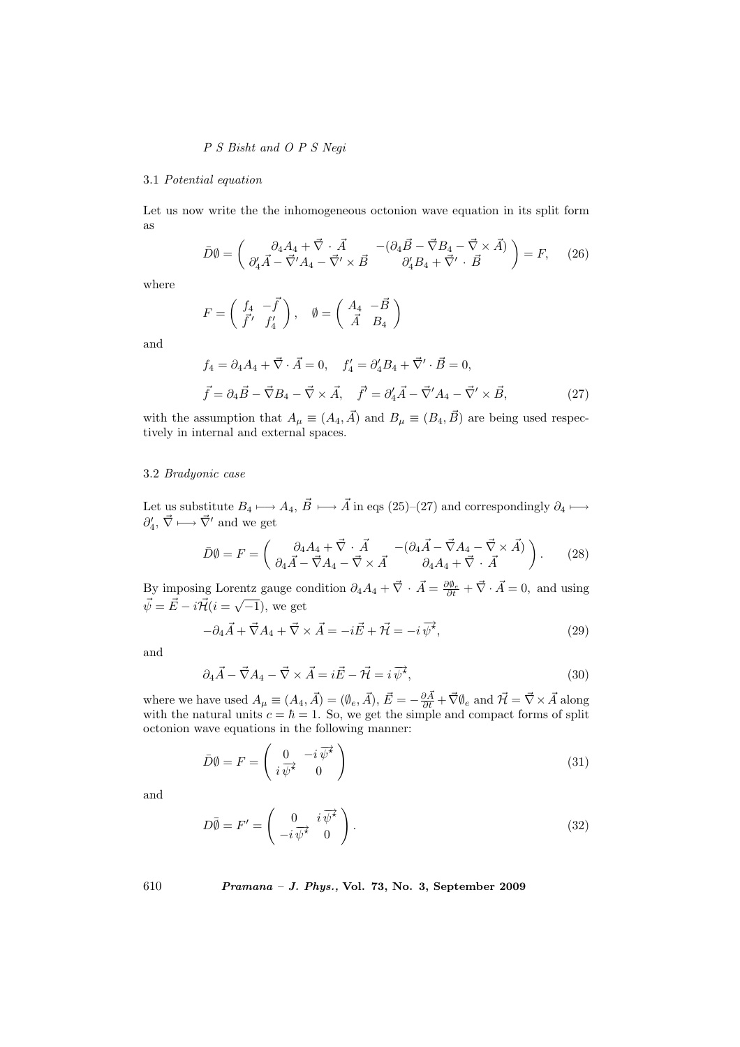3.1 *Potential equation*

Let us now write the the inhomogeneous octonion wave equation in its split form as

$$\bar{D}\emptyset = \begin{pmatrix} \partial_4 A_4 + \vec{\nabla} \cdot \vec{A} & -(\partial_4 \vec{B} - \vec{\nabla} B_4 - \vec{\nabla} \times \vec{A}) \\ \partial_4' \vec{A} - \vec{\nabla}' A_4 - \vec{\nabla}' \times \vec{B} & \partial_4' B_4 + \vec{\nabla}' \cdot \vec{B} \end{pmatrix} = F, \tag{26}$$

where

$$F = \begin{pmatrix} f_4 & -\vec{f} \\ \vec{f}' & f_4' \end{pmatrix}, \quad \emptyset = \begin{pmatrix} A_4 & -\vec{B} \\ \vec{A} & B_4 \end{pmatrix}$$

and

$$f_4 = \partial_4 A_4 + \vec{\nabla} \cdot \vec{A} = 0, \quad f_4' = \partial_4' B_4 + \vec{\nabla}' \cdot \vec{B} = 0,$$

$$\vec{f} = \partial_4 \vec{B} - \vec{\nabla} B_4 - \vec{\nabla} \times \vec{A}, \quad \vec{f'} = \partial_4' \vec{A} - \vec{\nabla}' A_4 - \vec{\nabla}' \times \vec{B}, \tag{27}$$

with the assumption that $A_\mu \equiv (A_4, \vec{A})$ and $B_\mu \equiv (B_4, \vec{B})$ are being used respectively in internal and external spaces.

3.2 *Bradyonic case*

Let us substitute $B_4 \longmapsto A_4$, $\vec{B} \longmapsto \vec{A}$ in eqs (25)–(27) and correspondingly $\partial_4 \longmapsto \partial_4'$, $\vec{\nabla} \longmapsto \vec{\nabla}'$ and we get

$$\bar{D}\emptyset = F = \begin{pmatrix} \partial_4 A_4 + \vec{\nabla} \cdot \vec{A} & -(\partial_4 \vec{A} - \vec{\nabla} A_4 - \vec{\nabla} \times \vec{A}) \\ \partial_4 \vec{A} - \vec{\nabla} A_4 - \vec{\nabla} \times \vec{A} & \partial_4 A_4 + \vec{\nabla} \cdot \vec{A} \end{pmatrix}. \tag{28}$$

By imposing Lorentz gauge condition $\partial_4 A_4 + \vec{\nabla} \cdot \vec{A} = \frac{\partial \emptyset_e}{\partial t} + \vec{\nabla} \cdot \vec{A} = 0,$ and using $\vec{\psi} = \vec{E} - i\vec{\mathcal{H}} (i = \sqrt{-1})$, we get

$$-\partial_4 \vec{A} + \vec{\nabla} A_4 + \vec{\nabla} \times \vec{A} = -i\vec{E} + \vec{\mathcal{H}} = -i\,\overrightarrow{\psi^\star}, \tag{29}$$

and

$$\partial_4 \vec{A} - \vec{\nabla} A_4 - \vec{\nabla} \times \vec{A} = i\vec{E} - \vec{\mathcal{H}} = i\,\overrightarrow{\psi^\star}, \tag{30}$$

where we have used $A_\mu \equiv (A_4, \vec{A}) = (\emptyset_e, \vec{A})$, $\vec{E} = -\frac{\partial \vec{A}}{\partial t} + \vec{\nabla}\emptyset_e$ and $\vec{\mathcal{H}} = \vec{\nabla} \times \vec{A}$ along with the natural units $c = \hbar = 1$. So, we get the simple and compact forms of split octonion wave equations in the following manner:

$$\bar{D}\emptyset = F = \begin{pmatrix} 0 & -i\,\overrightarrow{\psi^\star} \\ i\,\overrightarrow{\psi^\star} & 0 \end{pmatrix} \tag{31}$$

and

$$D\bar{\emptyset} = F' = \begin{pmatrix} 0 & i\,\overrightarrow{\psi^\star} \\ -i\,\overrightarrow{\psi^\star} & 0 \end{pmatrix}. \tag{32}$$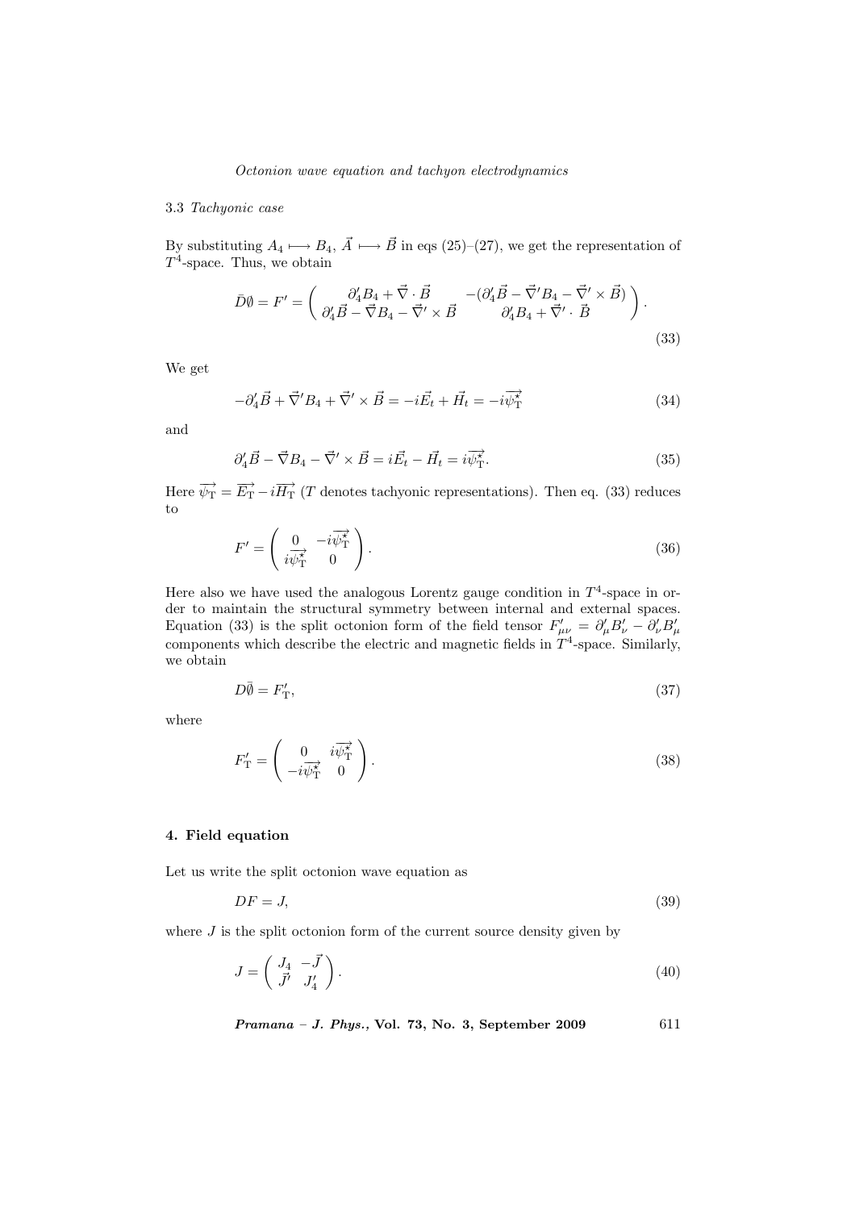### 3.3 *Tachyonic case*

By substituting $A_4 \longmapsto B_4$, $\vec{A} \longmapsto \vec{B}$ in eqs (25)–(27), we get the representation of $T^4$-space. Thus, we obtain

$$\bar{D}\emptyset = F' = \begin{pmatrix} \partial_4' B_4 + \vec{\nabla} \cdot \vec{B} & -(\partial_4' \vec{B} - \vec{\nabla}' B_4 - \vec{\nabla}' \times \vec{B}) \\ \partial_4' \vec{B} - \vec{\nabla} B_4 - \vec{\nabla}' \times \vec{B} & \partial_4' B_4 + \vec{\nabla}' \cdot \vec{B} \end{pmatrix}. \tag{33}$$

We get

$$-\partial_4' \vec{B} + \vec{\nabla}' B_4 + \vec{\nabla}' \times \vec{B} = -i\vec{E}_t + \vec{H}_t = -i\overrightarrow{\psi_{\mathrm{T}}^{\star}} \tag{34}$$

and

$$\partial_4' \vec{B} - \vec{\nabla} B_4 - \vec{\nabla}' \times \vec{B} = i\vec{E}_t - \vec{H}_t = i\overrightarrow{\psi_{\mathrm{T}}^{\star}}. \tag{35}$$

Here $\overrightarrow{\psi_{\mathrm{T}}} = \overrightarrow{E_{\mathrm{T}}} - i\overrightarrow{H_{\mathrm{T}}}$ ($T$ denotes tachyonic representations). Then eq. (33) reduces to

$$F' = \begin{pmatrix} 0 & -i\overrightarrow{\psi_{\mathrm{T}}^{\star}} \\ i\overrightarrow{\psi_{\mathrm{T}}^{\star}} & 0 \end{pmatrix}. \tag{36}$$

Here also we have used the analogous Lorentz gauge condition in $T^4$-space in order to maintain the structural symmetry between internal and external spaces. Equation (33) is the split octonion form of the field tensor $F'_{\mu\nu} = \partial'_\mu B'_\nu - \partial'_\nu B'_\mu$ components which describe the electric and magnetic fields in $T^4$-space. Similarly, we obtain

$$D\bar{\emptyset} = F'_{\mathrm{T}}, \tag{37}$$

where

$$F'_{\mathrm{T}} = \begin{pmatrix} 0 & i\overrightarrow{\psi_{\mathrm{T}}^{\star}} \\ -i\overrightarrow{\psi_{\mathrm{T}}^{\star}} & 0 \end{pmatrix}. \tag{38}$$

## 4. Field equation

Let us write the split octonion wave equation as

$$DF = J, \tag{39}$$

where $J$ is the split octonion form of the current source density given by

$$J = \begin{pmatrix} J_4 & -\vec{J} \\ \vec{J}' & J_4' \end{pmatrix}. \tag{40}$$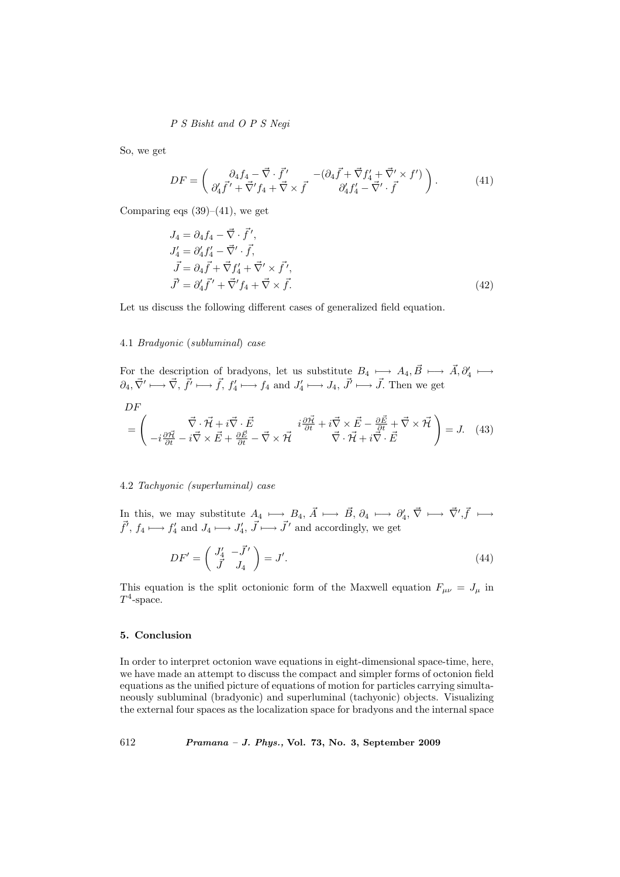So, we get

$$DF = \left( \begin{array}{cc} \partial_4 f_4 - \vec{\nabla} \cdot \vec{f}' & -(\partial_4 \vec{f} + \vec{\nabla} f_4' + \vec{\nabla}' \times f') \\ \partial_4' \vec{f}' + \vec{\nabla}' f_4 + \vec{\nabla} \times \vec{f} & \partial_4' f_4' - \vec{\nabla}' \cdot \vec{f} \end{array} \right). \tag{41}$$

Comparing eqs (39)–(41), we get

$$\begin{aligned}
J_4 &= \partial_4 f_4 - \vec{\nabla} \cdot \vec{f}\,', \\
J_4' &= \partial_4' f_4' - \vec{\nabla}' \cdot \vec{f}, \\
\vec{J} &= \partial_4 \vec{f} + \vec{\nabla} f_4' + \vec{\nabla}' \times \vec{f}\,', \\
\vec{J'} &= \partial_4' \vec{f}\,' + \vec{\nabla}' f_4 + \vec{\nabla} \times \vec{f}.
\end{aligned} \tag{42}$$

Let us discuss the following different cases of generalized field equation.

### 4.1 *Bradyonic* (*subluminal*) *case*

For the description of bradyons, let us substitute $B_4 \longmapsto A_4, \vec{B} \longmapsto \vec{A}, \partial_4' \longmapsto \partial_4, \vec{\nabla}' \longmapsto \vec{\nabla}$, $\vec{f'} \longmapsto \vec{f}$, $f_4' \longmapsto f_4$ and $J_4' \longmapsto J_4$, $\vec{J'} \longmapsto \vec{J}$. Then we get

$$DF = \left( \begin{array}{cc} \vec{\nabla} \cdot \vec{\mathcal{H}} + i \vec{\nabla} \cdot \vec{E} & i \frac{\partial \vec{\mathcal{H}}}{\partial t} + i \vec{\nabla} \times \vec{E} - \frac{\partial \vec{E}}{\partial t} + \vec{\nabla} \times \vec{\mathcal{H}} \\ -i \frac{\partial \vec{\mathcal{H}}}{\partial t} - i \vec{\nabla} \times \vec{E} + \frac{\partial \vec{E}}{\partial t} - \vec{\nabla} \times \vec{\mathcal{H}} & \vec{\nabla} \cdot \vec{\mathcal{H}} + i \vec{\nabla} \cdot \vec{E} \end{array} \right) = J. \tag{43}$$

### 4.2 *Tachyonic (superluminal) case*

In this, we may substitute $A_4 \longmapsto B_4$, $\vec{A} \longmapsto \vec{B}$, $\partial_4 \longmapsto \partial_4'$, $\vec{\nabla} \longmapsto \vec{\nabla}'$,$\vec{f} \longmapsto \vec{f'}$, $f_4 \longmapsto f_4'$ and $J_4 \longmapsto J_4'$, $\vec{J} \longmapsto \vec{J}\,'$ and accordingly, we get

$$DF' = \left( \begin{array}{cc} J_4' & -\vec{J}\,' \\ \vec{J} & J_4 \end{array} \right) = J'. \tag{44}$$

This equation is the split octonionic form of the Maxwell equation $F_{\mu\nu} = J_\mu$ in $T^4$-space.

## 5. Conclusion

In order to interpret octonion wave equations in eight-dimensional space-time, here, we have made an attempt to discuss the compact and simpler forms of octonion field equations as the unified picture of equations of motion for particles carrying simultaneously subluminal (bradyonic) and superluminal (tachyonic) objects. Visualizing the external four spaces as the localization space for bradyons and the internal space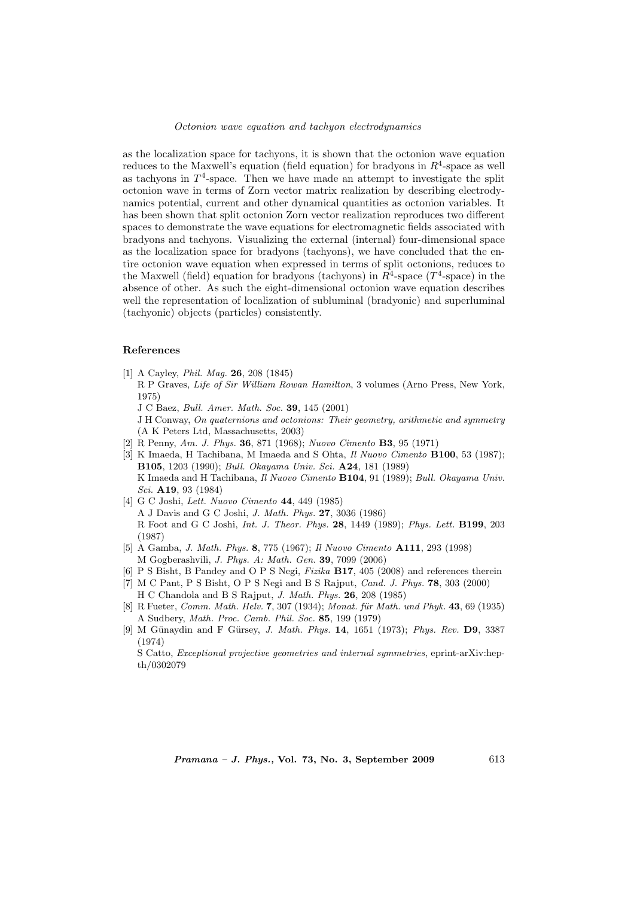as the localization space for tachyons, it is shown that the octonion wave equation reduces to the Maxwell's equation (field equation) for bradyons in $R^4$-space as well as tachyons in $T^4$-space. Then we have made an attempt to investigate the split octonion wave in terms of Zorn vector matrix realization by describing electrodynamics potential, current and other dynamical quantities as octonion variables. It has been shown that split octonion Zorn vector realization reproduces two different spaces to demonstrate the wave equations for electromagnetic fields associated with bradyons and tachyons. Visualizing the external (internal) four-dimensional space as the localization space for bradyons (tachyons), we have concluded that the entire octonion wave equation when expressed in terms of split octonions, reduces to the Maxwell (field) equation for bradyons (tachyons) in $R^4$-space ($T^4$-space) in the absence of other. As such the eight-dimensional octonion wave equation describes well the representation of localization of subluminal (bradyonic) and superluminal (tachyonic) objects (particles) consistently.

### References

[1] A Cayley, *Phil. Mag.* **26**, 208 (1845)
R P Graves, *Life of Sir William Rowan Hamilton*, 3 volumes (Arno Press, New York, 1975)
J C Baez, *Bull. Amer. Math. Soc.* **39**, 145 (2001)
J H Conway, *On quaternions and octonions: Their geometry, arithmetic and symmetry* (A K Peters Ltd, Massachusetts, 2003)

[2] R Penny, *Am. J. Phys.* **36**, 871 (1968); *Nuovo Cimento* **B3**, 95 (1971)

[3] K Imaeda, H Tachibana, M Imaeda and S Ohta, *Il Nuovo Cimento* **B100**, 53 (1987); **B105**, 1203 (1990); *Bull. Okayama Univ. Sci.* **A24**, 181 (1989)
K Imaeda and H Tachibana, *Il Nuovo Cimento* **B104**, 91 (1989); *Bull. Okayama Univ. Sci.* **A19**, 93 (1984)

[4] G C Joshi, *Lett. Nuovo Cimento* **44**, 449 (1985)
A J Davis and G C Joshi, *J. Math. Phys.* **27**, 3036 (1986)
R Foot and G C Joshi, *Int. J. Theor. Phys.* **28**, 1449 (1989); *Phys. Lett.* **B199**, 203 (1987)

[5] A Gamba, *J. Math. Phys.* **8**, 775 (1967); *Il Nuovo Cimento* **A111**, 293 (1998)
M Gogberashvili, *J. Phys. A: Math. Gen.* **39**, 7099 (2006)

[6] P S Bisht, B Pandey and O P S Negi, *Fizika* **B17**, 405 (2008) and references therein

[7] M C Pant, P S Bisht, O P S Negi and B S Rajput, *Cand. J. Phys.* **78**, 303 (2000)
H C Chandola and B S Rajput, *J. Math. Phys.* **26**, 208 (1985)

[8] R Fueter, *Comm. Math. Helv.* **7**, 307 (1934); *Monat. für Math. und Phyk.* **43**, 69 (1935)
A Sudbery, *Math. Proc. Camb. Phil. Soc.* **85**, 199 (1979)

[9] M Günaydin and F Gürsey, *J. Math. Phys.* **14**, 1651 (1973); *Phys. Rev.* **D9**, 3387 (1974)
S Catto, *Exceptional projective geometries and internal symmetries*, eprint-arXiv:hep-th/0302079